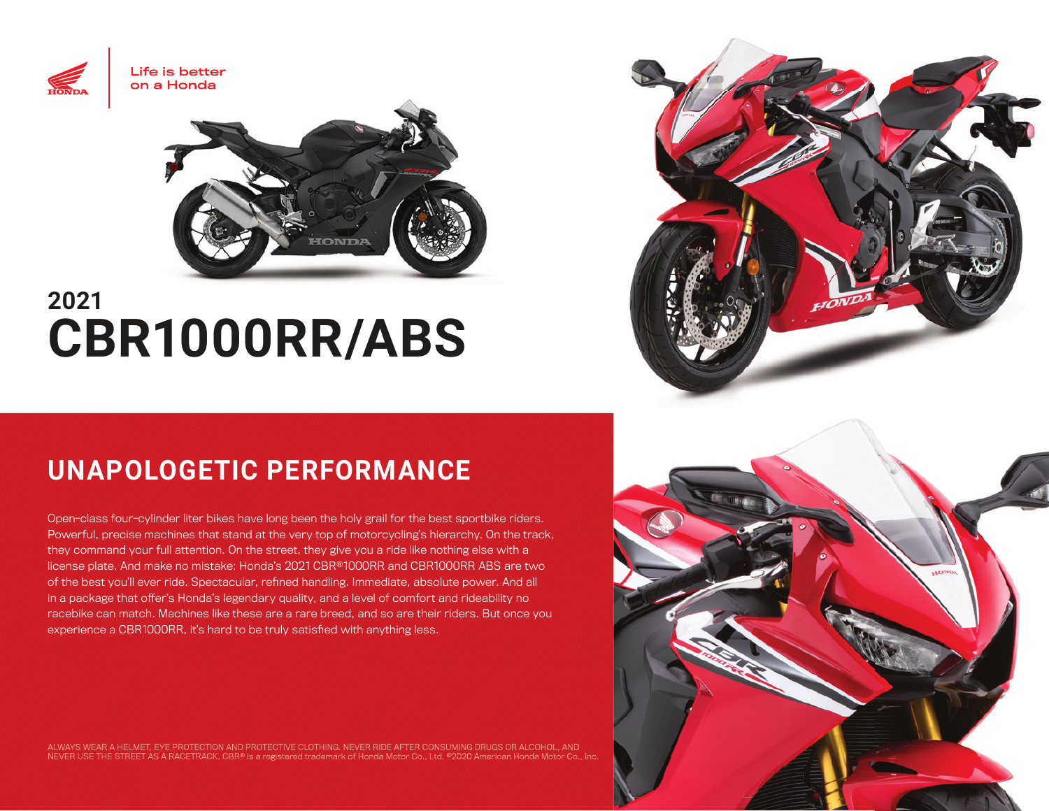Life is better on a Honda

# 2021 CBR1000RR/ABS

## UNAPOLOGETIC PERFORMANCE

Open-class four-cylinder liter bikes have long been the holy grail for the best sportbike riders. Powerful, precise machines that stand at the very top of motorcycling's hierarchy. On the track, they command your full attention. On the street, they give you a ride like nothing else with a license plate. And make no mistake: Honda's 2021 CBR®1000RR and CBR1000RR ABS are two of the best you'll ever ride. Spectacular, refined handling. Immediate, absolute power. And all in a package that offer's Honda's legendary quality, and a level of comfort and rideability no racebike can match. Machines like these are a rare breed, and so are their riders. But once you experience a CBR1000RR, it's hard to be truly satisfied with anything less.

ALWAYS WEAR A HELMET, EYE PROTECTION AND PROTECTIVE CLOTHING. NEVER RIDE AFTER CONSUMING DRUGS OR ALCOHOL, AND NEVER USE THE STREET AS A RACETRACK. CBR® is a registered trademark of Honda Motor Co., Ltd. ©2020 American Honda Motor Co., Inc.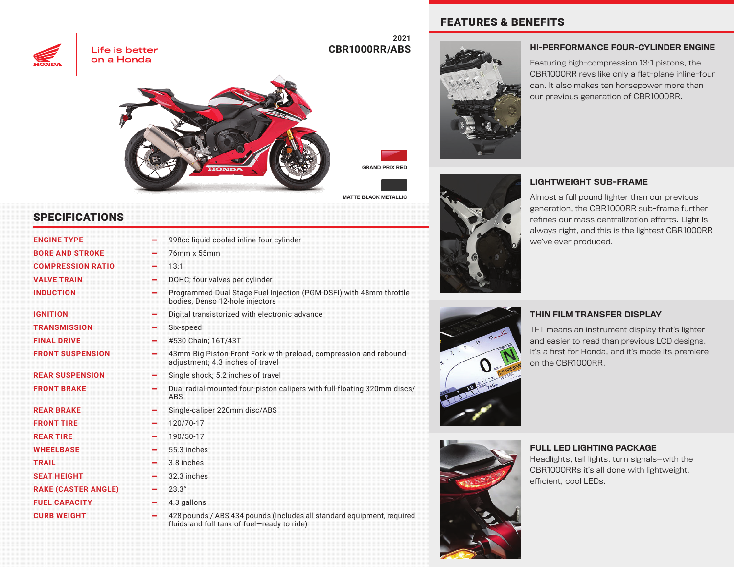Life is better on a Honda

2021

# CBR1000RR/ABS

GRAND PRIX RED

MATTE BLACK METALLIC

## SPECIFICATIONS

| | |
|---|---|
| ENGINE TYPE | 998cc liquid-cooled inline four-cylinder |
| BORE AND STROKE | 76mm x 55mm |
| COMPRESSION RATIO | 13:1 |
| VALVE TRAIN | DOHC; four valves per cylinder |
| INDUCTION | Programmed Dual Stage Fuel Injection (PGM-DSFI) with 48mm throttle bodies, Denso 12-hole injectors |
| IGNITION | Digital transistorized with electronic advance |
| TRANSMISSION | Six-speed |
| FINAL DRIVE | #530 Chain; 16T/43T |
| FRONT SUSPENSION | 43mm Big Piston Front Fork with preload, compression and rebound adjustment; 4.3 inches of travel |
| REAR SUSPENSION | Single shock; 5.2 inches of travel |
| FRONT BRAKE | Dual radial-mounted four-piston calipers with full-floating 320mm discs/ ABS |
| REAR BRAKE | Single-caliper 220mm disc/ABS |
| FRONT TIRE | 120/70-17 |
| REAR TIRE | 190/50-17 |
| WHEELBASE | 55.3 inches |
| TRAIL | 3.8 inches |
| SEAT HEIGHT | 32.3 inches |
| RAKE (CASTER ANGLE) | 23.3° |
| FUEL CAPACITY | 4.3 gallons |
| CURB WEIGHT | 428 pounds / ABS 434 pounds (Includes all standard equipment, required fluids and full tank of fuel—ready to ride) |

## FEATURES & BENEFITS

### HI-PERFORMANCE FOUR-CYLINDER ENGINE

Featuring high-compression 13:1 pistons, the CBR1000RR revs like only a flat-plane inline-four can. It also makes ten horsepower more than our previous generation of CBR1000RR.

### LIGHTWEIGHT SUB-FRAME

Almost a full pound lighter than our previous generation, the CBR1000RR sub-frame further refines our mass centralization efforts. Light is always right, and this is the lightest CBR1000RR we've ever produced.

### THIN FILM TRANSFER DISPLAY

TFT means an instrument display that's lighter and easier to read than previous LCD designs. It's a first for Honda, and it's made its premiere on the CBR1000RR.

### FULL LED LIGHTING PACKAGE

Headlights, tail lights, turn signals—with the CBR1000RRs it's all done with lightweight, efficient, cool LEDs.